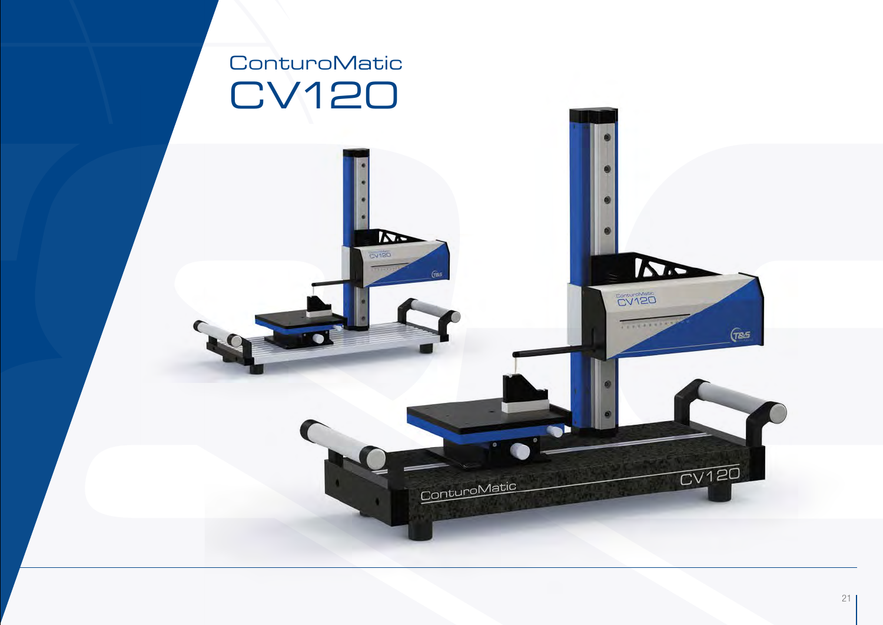# ConturoMatic
# CV120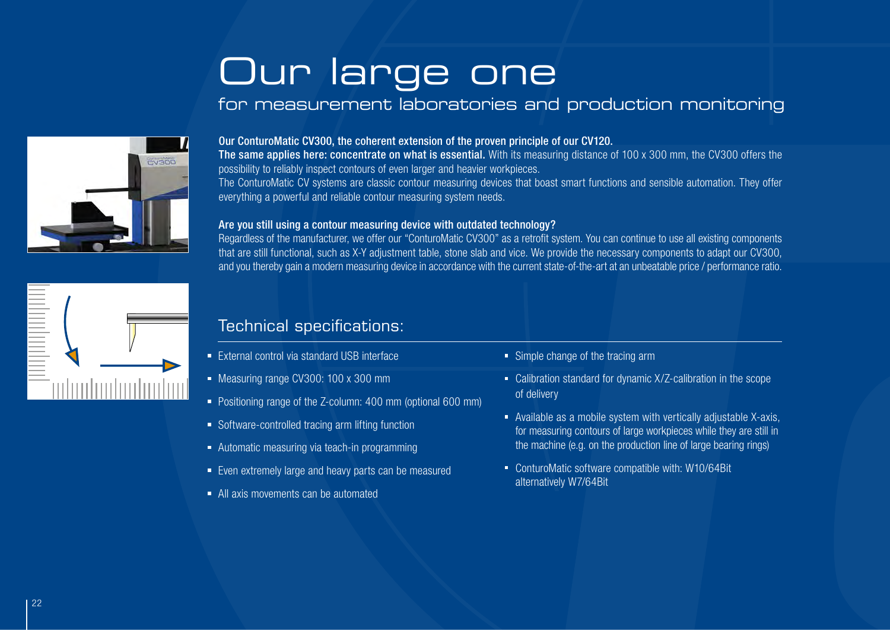# Our large one

## for measurement laboratories and production monitoring

**Our ConturoMatic CV300, the coherent extension of the proven principle of our CV120.**
**The same applies here: concentrate on what is essential.** With its measuring distance of 100 x 300 mm, the CV300 offers the possibility to reliably inspect contours of even larger and heavier workpieces.
The ConturoMatic CV systems are classic contour measuring devices that boast smart functions and sensible automation. They offer everything a powerful and reliable contour measuring system needs.

**Are you still using a contour measuring device with outdated technology?**
Regardless of the manufacturer, we offer our "ConturoMatic CV300" as a retrofit system. You can continue to use all existing components that are still functional, such as X-Y adjustment table, stone slab and vice. We provide the necessary components to adapt our CV300, and you thereby gain a modern measuring device in accordance with the current state-of-the-art at an unbeatable price / performance ratio.

## Technical specifications:

- External control via standard USB interface
- Measuring range CV300: 100 x 300 mm
- Positioning range of the Z-column: 400 mm (optional 600 mm)
- Software-controlled tracing arm lifting function
- Automatic measuring via teach-in programming
- Even extremely large and heavy parts can be measured
- All axis movements can be automated
- Simple change of the tracing arm
- Calibration standard for dynamic X/Z-calibration in the scope of delivery
- Available as a mobile system with vertically adjustable X-axis, for measuring contours of large workpieces while they are still in the machine (e.g. on the production line of large bearing rings)
- ConturoMatic software compatible with: W10/64Bit alternatively W7/64Bit